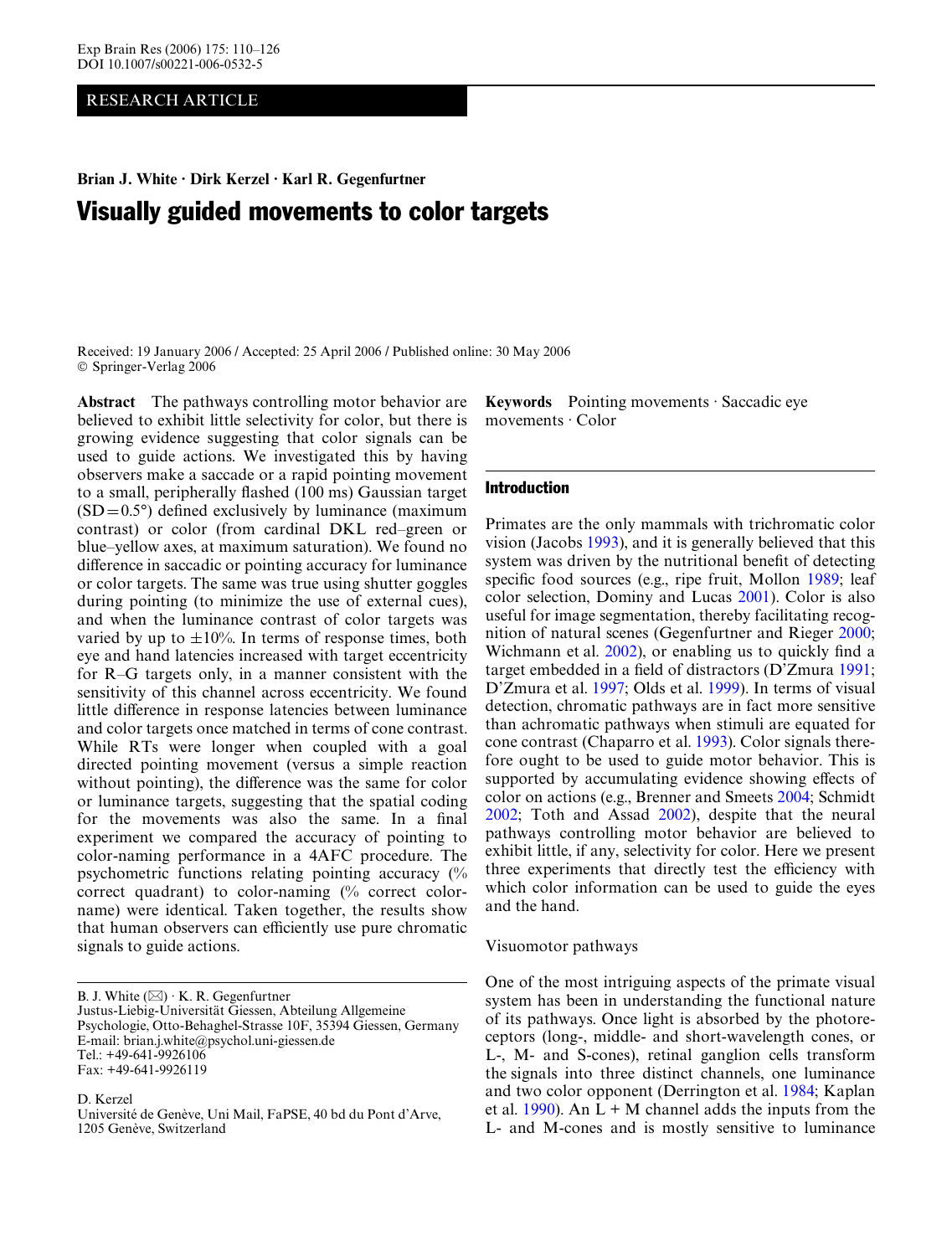RESEARCH ARTICLE

**Brian J. White · Dirk Kerzel · Karl R. Gegenfurtner**

# Visually guided movements to color targets

Received: 19 January 2006 / Accepted: 25 April 2006 / Published online: 30 May 2006
© Springer-Verlag 2006

**Abstract** The pathways controlling motor behavior are believed to exhibit little selectivity for color, but there is growing evidence suggesting that color signals can be used to guide actions. We investigated this by having observers make a saccade or a rapid pointing movement to a small, peripherally flashed (100 ms) Gaussian target (SD = 0.5°) defined exclusively by luminance (maximum contrast) or color (from cardinal DKL red–green or blue–yellow axes, at maximum saturation). We found no difference in saccadic or pointing accuracy for luminance or color targets. The same was true using shutter goggles during pointing (to minimize the use of external cues), and when the luminance contrast of color targets was varied by up to ±10%. In terms of response times, both eye and hand latencies increased with target eccentricity for R–G targets only, in a manner consistent with the sensitivity of this channel across eccentricity. We found little difference in response latencies between luminance and color targets once matched in terms of cone contrast. While RTs were longer when coupled with a goal directed pointing movement (versus a simple reaction without pointing), the difference was the same for color or luminance targets, suggesting that the spatial coding for the movements was also the same. In a final experiment we compared the accuracy of pointing to color-naming performance in a 4AFC procedure. The psychometric functions relating pointing accuracy (% correct quadrant) to color-naming (% correct color-name) were identical. Taken together, the results show that human observers can efficiently use pure chromatic signals to guide actions.

**Keywords** Pointing movements · Saccadic eye movements · Color

B. J. White (✉) · K. R. Gegenfurtner
Justus-Liebig-Universität Giessen, Abteilung Allgemeine Psychologie, Otto-Behaghel-Strasse 10F, 35394 Giessen, Germany
E-mail: brian.j.white@psychol.uni-giessen.de
Tel.: +49-641-9926106
Fax: +49-641-9926119

D. Kerzel
Université de Genève, Uni Mail, FaPSE, 40 bd du Pont d'Arve, 1205 Genève, Switzerland

## Introduction

Primates are the only mammals with trichromatic color vision (Jacobs 1993), and it is generally believed that this system was driven by the nutritional benefit of detecting specific food sources (e.g., ripe fruit, Mollon 1989; leaf color selection, Dominy and Lucas 2001). Color is also useful for image segmentation, thereby facilitating recognition of natural scenes (Gegenfurtner and Rieger 2000; Wichmann et al. 2002), or enabling us to quickly find a target embedded in a field of distractors (D'Zmura 1991; D'Zmura et al. 1997; Olds et al. 1999). In terms of visual detection, chromatic pathways are in fact more sensitive than achromatic pathways when stimuli are equated for cone contrast (Chaparro et al. 1993). Color signals therefore ought to be used to guide motor behavior. This is supported by accumulating evidence showing effects of color on actions (e.g., Brenner and Smeets 2004; Schmidt 2002; Toth and Assad 2002), despite that the neural pathways controlling motor behavior are believed to exhibit little, if any, selectivity for color. Here we present three experiments that directly test the efficiency with which color information can be used to guide the eyes and the hand.

### Visuomotor pathways

One of the most intriguing aspects of the primate visual system has been in understanding the functional nature of its pathways. Once light is absorbed by the photoreceptors (long-, middle- and short-wavelength cones, or L-, M- and S-cones), retinal ganglion cells transform the signals into three distinct channels, one luminance and two color opponent (Derrington et al. 1984; Kaplan et al. 1990). An L + M channel adds the inputs from the L- and M-cones and is mostly sensitive to luminance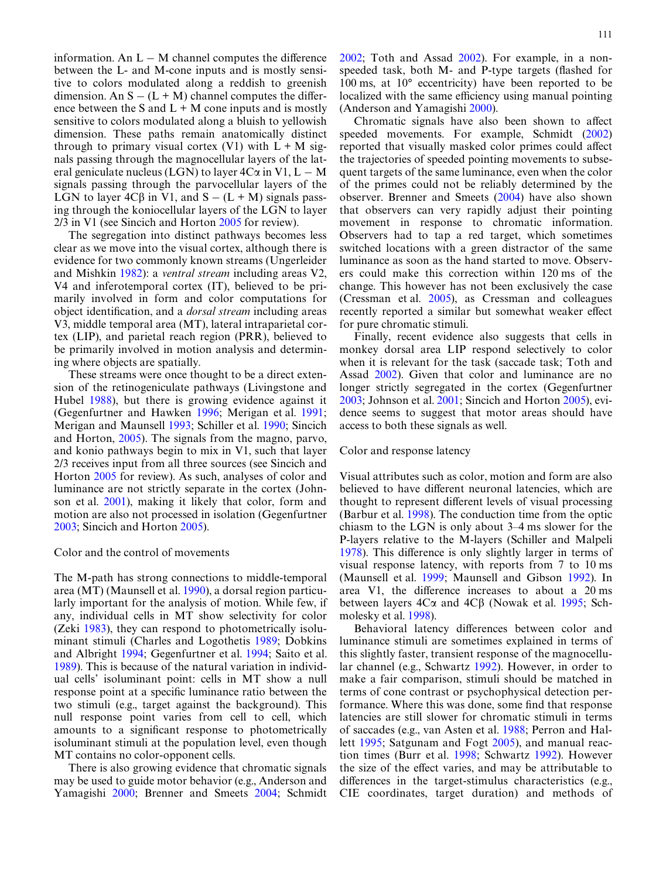information. An $L - M$ channel computes the difference between the L- and M-cone inputs and is mostly sensitive to colors modulated along a reddish to greenish dimension. An $S - (L + M)$ channel computes the difference between the S and $L + M$ cone inputs and is mostly sensitive to colors modulated along a bluish to yellowish dimension. These paths remain anatomically distinct through to primary visual cortex (V1) with $L + M$ signals passing through the magnocellular layers of the lateral geniculate nucleus (LGN) to layer 4C$\alpha$ in V1, $L - M$ signals passing through the parvocellular layers of the LGN to layer 4C$\beta$ in V1, and $S - (L + M)$ signals passing through the koniocellular layers of the LGN to layer 2/3 in V1 (see Sincich and Horton 2005 for review).

The segregation into distinct pathways becomes less clear as we move into the visual cortex, although there is evidence for two commonly known streams (Ungerleider and Mishkin 1982): a *ventral stream* including areas V2, V4 and inferotemporal cortex (IT), believed to be primarily involved in form and color computations for object identification, and a *dorsal stream* including areas V3, middle temporal area (MT), lateral intraparietal cortex (LIP), and parietal reach region (PRR), believed to be primarily involved in motion analysis and determining where objects are spatially.

These streams were once thought to be a direct extension of the retinogeniculate pathways (Livingstone and Hubel 1988), but there is growing evidence against it (Gegenfurtner and Hawken 1996; Merigan et al. 1991; Merigan and Maunsell 1993; Schiller et al. 1990; Sincich and Horton, 2005). The signals from the magno, parvo, and konio pathways begin to mix in V1, such that layer 2/3 receives input from all three sources (see Sincich and Horton 2005 for review). As such, analyses of color and luminance are not strictly separate in the cortex (Johnson et al. 2001), making it likely that color, form and motion are also not processed in isolation (Gegenfurtner 2003; Sincich and Horton 2005).

## Color and the control of movements

The M-path has strong connections to middle-temporal area (MT) (Maunsell et al. 1990), a dorsal region particularly important for the analysis of motion. While few, if any, individual cells in MT show selectivity for color (Zeki 1983), they can respond to photometrically isoluminant stimuli (Charles and Logothetis 1989; Dobkins and Albright 1994; Gegenfurtner et al. 1994; Saito et al. 1989). This is because of the natural variation in individual cells' isoluminant point: cells in MT show a null response point at a specific luminance ratio between the two stimuli (e.g., target against the background). This null response point varies from cell to cell, which amounts to a significant response to photometrically isoluminant stimuli at the population level, even though MT contains no color-opponent cells.

There is also growing evidence that chromatic signals may be used to guide motor behavior (e.g., Anderson and Yamagishi 2000; Brenner and Smeets 2004; Schmidt 2002; Toth and Assad 2002). For example, in a non-speeded task, both M- and P-type targets (flashed for 100 ms, at 10° eccentricity) have been reported to be localized with the same efficiency using manual pointing (Anderson and Yamagishi 2000).

Chromatic signals have also been shown to affect speeded movements. For example, Schmidt (2002) reported that visually masked color primes could affect the trajectories of speeded pointing movements to subsequent targets of the same luminance, even when the color of the primes could not be reliably determined by the observer. Brenner and Smeets (2004) have also shown that observers can very rapidly adjust their pointing movement in response to chromatic information. Observers had to tap a red target, which sometimes switched locations with a green distractor of the same luminance as soon as the hand started to move. Observers could make this correction within 120 ms of the change. This however has not been exclusively the case (Cressman et al. 2005), as Cressman and colleagues recently reported a similar but somewhat weaker effect for pure chromatic stimuli.

Finally, recent evidence also suggests that cells in monkey dorsal area LIP respond selectively to color when it is relevant for the task (saccade task; Toth and Assad 2002). Given that color and luminance are no longer strictly segregated in the cortex (Gegenfurtner 2003; Johnson et al. 2001; Sincich and Horton 2005), evidence seems to suggest that motor areas should have access to both these signals as well.

## Color and response latency

Visual attributes such as color, motion and form are also believed to have different neuronal latencies, which are thought to represent different levels of visual processing (Barbur et al. 1998). The conduction time from the optic chiasm to the LGN is only about 3–4 ms slower for the P-layers relative to the M-layers (Schiller and Malpeli 1978). This difference is only slightly larger in terms of visual response latency, with reports from 7 to 10 ms (Maunsell et al. 1999; Maunsell and Gibson 1992). In area V1, the difference increases to about a 20 ms between layers 4C$\alpha$ and 4C$\beta$ (Nowak et al. 1995; Schmolesky et al. 1998).

Behavioral latency differences between color and luminance stimuli are sometimes explained in terms of this slightly faster, transient response of the magnocellular channel (e.g., Schwartz 1992). However, in order to make a fair comparison, stimuli should be matched in terms of cone contrast or psychophysical detection performance. Where this was done, some find that response latencies are still slower for chromatic stimuli in terms of saccades (e.g., van Asten et al. 1988; Perron and Hallett 1995; Satgunam and Fogt 2005), and manual reaction times (Burr et al. 1998; Schwartz 1992). However the size of the effect varies, and may be attributable to differences in the target-stimulus characteristics (e.g., CIE coordinates, target duration) and methods of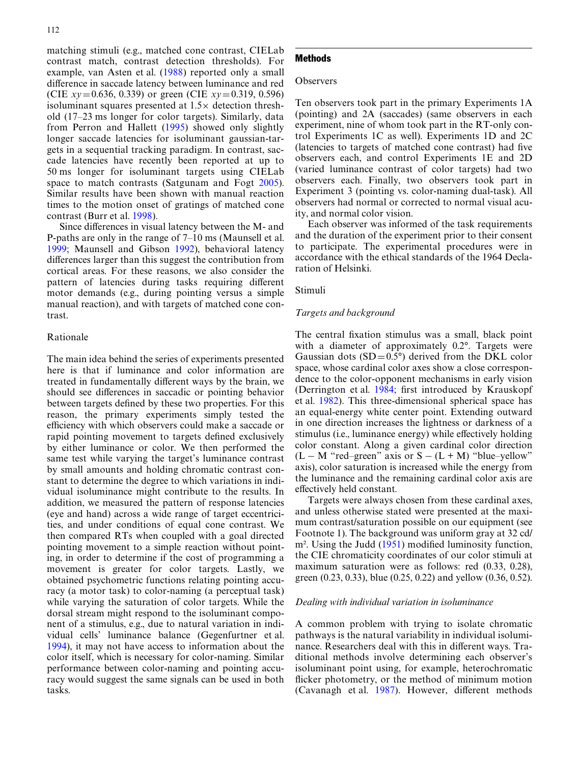matching stimuli (e.g., matched cone contrast, CIELab contrast match, contrast detection thresholds). For example, van Asten et al. (1988) reported only a small difference in saccade latency between luminance and red (CIE $xy = 0.636, 0.339$) or green (CIE $xy = 0.319, 0.596$) isoluminant squares presented at 1.5× detection threshold (17–23 ms longer for color targets). Similarly, data from Perron and Hallett (1995) showed only slightly longer saccade latencies for isoluminant gaussian-targets in a sequential tracking paradigm. In contrast, saccade latencies have recently been reported at up to 50 ms longer for isoluminant targets using CIELab space to match contrasts (Satgunam and Fogt 2005). Similar results have been shown with manual reaction times to the motion onset of gratings of matched cone contrast (Burr et al. 1998).

Since differences in visual latency between the M- and P-paths are only in the range of 7–10 ms (Maunsell et al. 1999; Maunsell and Gibson 1992), behavioral latency differences larger than this suggest the contribution from cortical areas. For these reasons, we also consider the pattern of latencies during tasks requiring different motor demands (e.g., during pointing versus a simple manual reaction), and with targets of matched cone contrast.

## Rationale

The main idea behind the series of experiments presented here is that if luminance and color information are treated in fundamentally different ways by the brain, we should see differences in saccadic or pointing behavior between targets defined by these two properties. For this reason, the primary experiments simply tested the efficiency with which observers could make a saccade or rapid pointing movement to targets defined exclusively by either luminance or color. We then performed the same test while varying the target's luminance contrast by small amounts and holding chromatic contrast constant to determine the degree to which variations in individual isoluminance might contribute to the results. In addition, we measured the pattern of response latencies (eye and hand) across a wide range of target eccentricities, and under conditions of equal cone contrast. We then compared RTs when coupled with a goal directed pointing movement to a simple reaction without pointing, in order to determine if the cost of programming a movement is greater for color targets. Lastly, we obtained psychometric functions relating pointing accuracy (a motor task) to color-naming (a perceptual task) while varying the saturation of color targets. While the dorsal stream might respond to the isoluminant component of a stimulus, e.g., due to natural variation in individual cells' luminance balance (Gegenfurtner et al. 1994), it may not have access to information about the color itself, which is necessary for color-naming. Similar performance between color-naming and pointing accuracy would suggest the same signals can be used in both tasks.

# Methods

## Observers

Ten observers took part in the primary Experiments 1A (pointing) and 2A (saccades) (same observers in each experiment, nine of whom took part in the RT-only control Experiments 1C as well). Experiments 1D and 2C (latencies to targets of matched cone contrast) had five observers each, and control Experiments 1E and 2D (varied luminance contrast of color targets) had two observers each. Finally, two observers took part in Experiment 3 (pointing vs. color-naming dual-task). All observers had normal or corrected to normal visual acuity, and normal color vision.

Each observer was informed of the task requirements and the duration of the experiment prior to their consent to participate. The experimental procedures were in accordance with the ethical standards of the 1964 Declaration of Helsinki.

## Stimuli

### *Targets and background*

The central fixation stimulus was a small, black point with a diameter of approximately 0.2°. Targets were Gaussian dots (SD = 0.5°) derived from the DKL color space, whose cardinal color axes show a close correspondence to the color-opponent mechanisms in early vision (Derrington et al. 1984; first introduced by Krauskopf et al. 1982). This three-dimensional spherical space has an equal-energy white center point. Extending outward in one direction increases the lightness or darkness of a stimulus (i.e., luminance energy) while effectively holding color constant. Along a given cardinal color direction ($L - M$ "red–green" axis or $S - (L + M)$ "blue–yellow" axis), color saturation is increased while the energy from the luminance and the remaining cardinal color axis are effectively held constant.

Targets were always chosen from these cardinal axes, and unless otherwise stated were presented at the maximum contrast/saturation possible on our equipment (see Footnote 1). The background was uniform gray at 32 cd/m². Using the Judd (1951) modified luminosity function, the CIE chromaticity coordinates of our color stimuli at maximum saturation were as follows: red (0.33, 0.28), green (0.23, 0.33), blue (0.25, 0.22) and yellow (0.36, 0.52).

### *Dealing with individual variation in isoluminance*

A common problem with trying to isolate chromatic pathways is the natural variability in individual isoluminance. Researchers deal with this in different ways. Traditional methods involve determining each observer's isoluminant point using, for example, heterochromatic flicker photometry, or the method of minimum motion (Cavanagh et al. 1987). However, different methods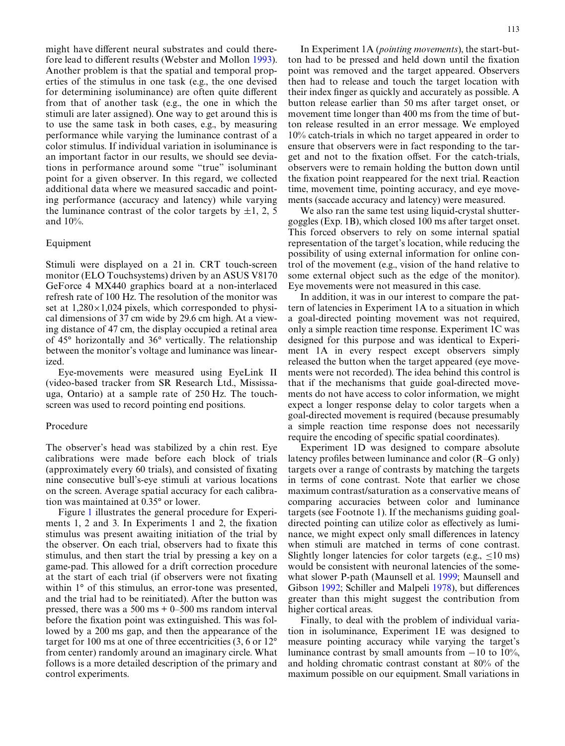might have different neural substrates and could therefore lead to different results (Webster and Mollon 1993). Another problem is that the spatial and temporal properties of the stimulus in one task (e.g., the one devised for determining isoluminance) are often quite different from that of another task (e.g., the one in which the stimuli are later assigned). One way to get around this is to use the same task in both cases, e.g., by measuring performance while varying the luminance contrast of a color stimulus. If individual variation in isoluminance is an important factor in our results, we should see deviations in performance around some "true" isoluminant point for a given observer. In this regard, we collected additional data where we measured saccadic and pointing performance (accuracy and latency) while varying the luminance contrast of the color targets by ±1, 2, 5 and 10%.

## Equipment

Stimuli were displayed on a 21 in. CRT touch-screen monitor (ELO Touchsystems) driven by an ASUS V8170 GeForce 4 MX440 graphics board at a non-interlaced refresh rate of 100 Hz. The resolution of the monitor was set at 1,280×1,024 pixels, which corresponded to physical dimensions of 37 cm wide by 29.6 cm high. At a viewing distance of 47 cm, the display occupied a retinal area of 45° horizontally and 36° vertically. The relationship between the monitor's voltage and luminance was linearized.

Eye-movements were measured using EyeLink II (video-based tracker from SR Research Ltd., Mississauga, Ontario) at a sample rate of 250 Hz. The touch-screen was used to record pointing end positions.

## Procedure

The observer's head was stabilized by a chin rest. Eye calibrations were made before each block of trials (approximately every 60 trials), and consisted of fixating nine consecutive bull's-eye stimuli at various locations on the screen. Average spatial accuracy for each calibration was maintained at 0.35° or lower.

Figure 1 illustrates the general procedure for Experiments 1, 2 and 3. In Experiments 1 and 2, the fixation stimulus was present awaiting initiation of the trial by the observer. On each trial, observers had to fixate this stimulus, and then start the trial by pressing a key on a game-pad. This allowed for a drift correction procedure at the start of each trial (if observers were not fixating within 1° of this stimulus, an error-tone was presented, and the trial had to be reinitiated). After the button was pressed, there was a 500 ms + 0–500 ms random interval before the fixation point was extinguished. This was followed by a 200 ms gap, and then the appearance of the target for 100 ms at one of three eccentricities (3, 6 or 12° from center) randomly around an imaginary circle. What follows is a more detailed description of the primary and control experiments.

In Experiment 1A (*pointing movements*), the start-button had to be pressed and held down until the fixation point was removed and the target appeared. Observers then had to release and touch the target location with their index finger as quickly and accurately as possible. A button release earlier than 50 ms after target onset, or movement time longer than 400 ms from the time of button release resulted in an error message. We employed 10% catch-trials in which no target appeared in order to ensure that observers were in fact responding to the target and not to the fixation offset. For the catch-trials, observers were to remain holding the button down until the fixation point reappeared for the next trial. Reaction time, movement time, pointing accuracy, and eye movements (saccade accuracy and latency) were measured.

We also ran the same test using liquid-crystal shutter-goggles (Exp. 1B), which closed 100 ms after target onset. This forced observers to rely on some internal spatial representation of the target's location, while reducing the possibility of using external information for online control of the movement (e.g., vision of the hand relative to some external object such as the edge of the monitor). Eye movements were not measured in this case.

In addition, it was in our interest to compare the pattern of latencies in Experiment 1A to a situation in which a goal-directed pointing movement was not required, only a simple reaction time response. Experiment 1C was designed for this purpose and was identical to Experiment 1A in every respect except observers simply released the button when the target appeared (eye movements were not recorded). The idea behind this control is that if the mechanisms that guide goal-directed movements do not have access to color information, we might expect a longer response delay to color targets when a goal-directed movement is required (because presumably a simple reaction time response does not necessarily require the encoding of specific spatial coordinates).

Experiment 1D was designed to compare absolute latency profiles between luminance and color (R–G only) targets over a range of contrasts by matching the targets in terms of cone contrast. Note that earlier we chose maximum contrast/saturation as a conservative means of comparing accuracies between color and luminance targets (see Footnote 1). If the mechanisms guiding goal-directed pointing can utilize color as effectively as luminance, we might expect only small differences in latency when stimuli are matched in terms of cone contrast. Slightly longer latencies for color targets (e.g., ≤10 ms) would be consistent with neuronal latencies of the somewhat slower P-path (Maunsell et al. 1999; Maunsell and Gibson 1992; Schiller and Malpeli 1978), but differences greater than this might suggest the contribution from higher cortical areas.

Finally, to deal with the problem of individual variation in isoluminance, Experiment 1E was designed to measure pointing accuracy while varying the target's luminance contrast by small amounts from −10 to 10%, and holding chromatic contrast constant at 80% of the maximum possible on our equipment. Small variations in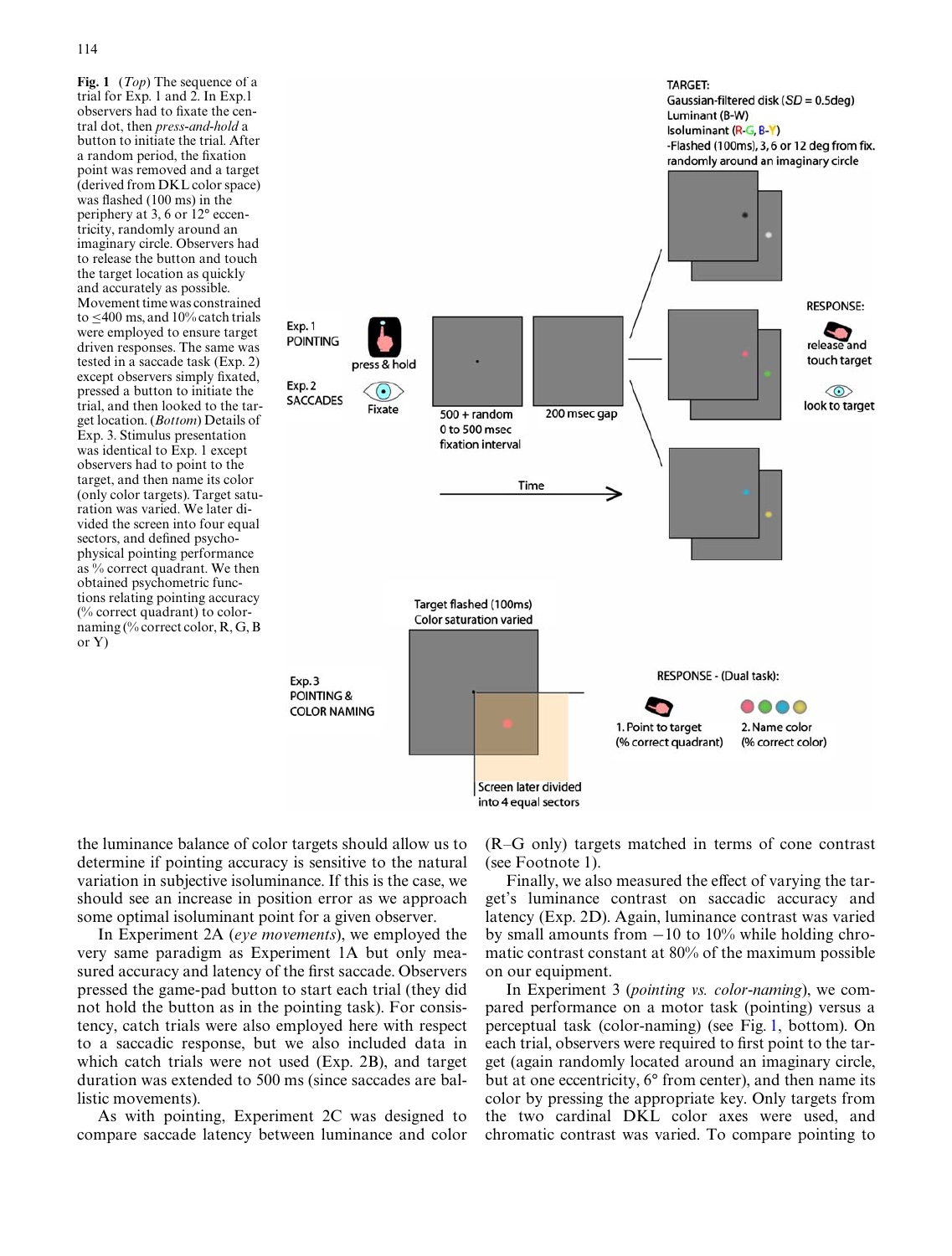**Fig. 1** (*Top*) The sequence of a trial for Exp. 1 and 2. In Exp.1 observers had to fixate the central dot, then *press-and-hold* a button to initiate the trial. After a random period, the fixation point was removed and a target (derived from DKL color space) was flashed (100 ms) in the periphery at 3, 6 or 12° eccentricity, randomly around an imaginary circle. Observers had to release the button and touch the target location as quickly and accurately as possible. Movement time was constrained to ≤400 ms, and 10% catch trials were employed to ensure target driven responses. The same was tested in a saccade task (Exp. 2) except observers simply fixated, pressed a button to initiate the trial, and then looked to the target location. (*Bottom*) Details of Exp. 3. Stimulus presentation was identical to Exp. 1 except observers had to point to the target, and then name its color (only color targets). Target saturation was varied. We later divided the screen into four equal sectors, and defined psychophysical pointing performance as % correct quadrant. We then obtained psychometric functions relating pointing accuracy (% correct quadrant) to color-naming (% correct color, R, G, B or Y)

the luminance balance of color targets should allow us to determine if pointing accuracy is sensitive to the natural variation in subjective isoluminance. If this is the case, we should see an increase in position error as we approach some optimal isoluminant point for a given observer.

In Experiment 2A (*eye movements*), we employed the very same paradigm as Experiment 1A but only measured accuracy and latency of the first saccade. Observers pressed the game-pad button to start each trial (they did not hold the button as in the pointing task). For consistency, catch trials were also employed here with respect to a saccadic response, but we also included data in which catch trials were not used (Exp. 2B), and target duration was extended to 500 ms (since saccades are ballistic movements).

As with pointing, Experiment 2C was designed to compare saccade latency between luminance and color (R–G only) targets matched in terms of cone contrast (see Footnote 1).

Finally, we also measured the effect of varying the target's luminance contrast on saccadic accuracy and latency (Exp. 2D). Again, luminance contrast was varied by small amounts from −10 to 10% while holding chromatic contrast constant at 80% of the maximum possible on our equipment.

In Experiment 3 (*pointing vs. color-naming*), we compared performance on a motor task (pointing) versus a perceptual task (color-naming) (see Fig. 1, bottom). On each trial, observers were required to first point to the target (again randomly located around an imaginary circle, but at one eccentricity, 6° from center), and then name its color by pressing the appropriate key. Only targets from the two cardinal DKL color axes were used, and chromatic contrast was varied. To compare pointing to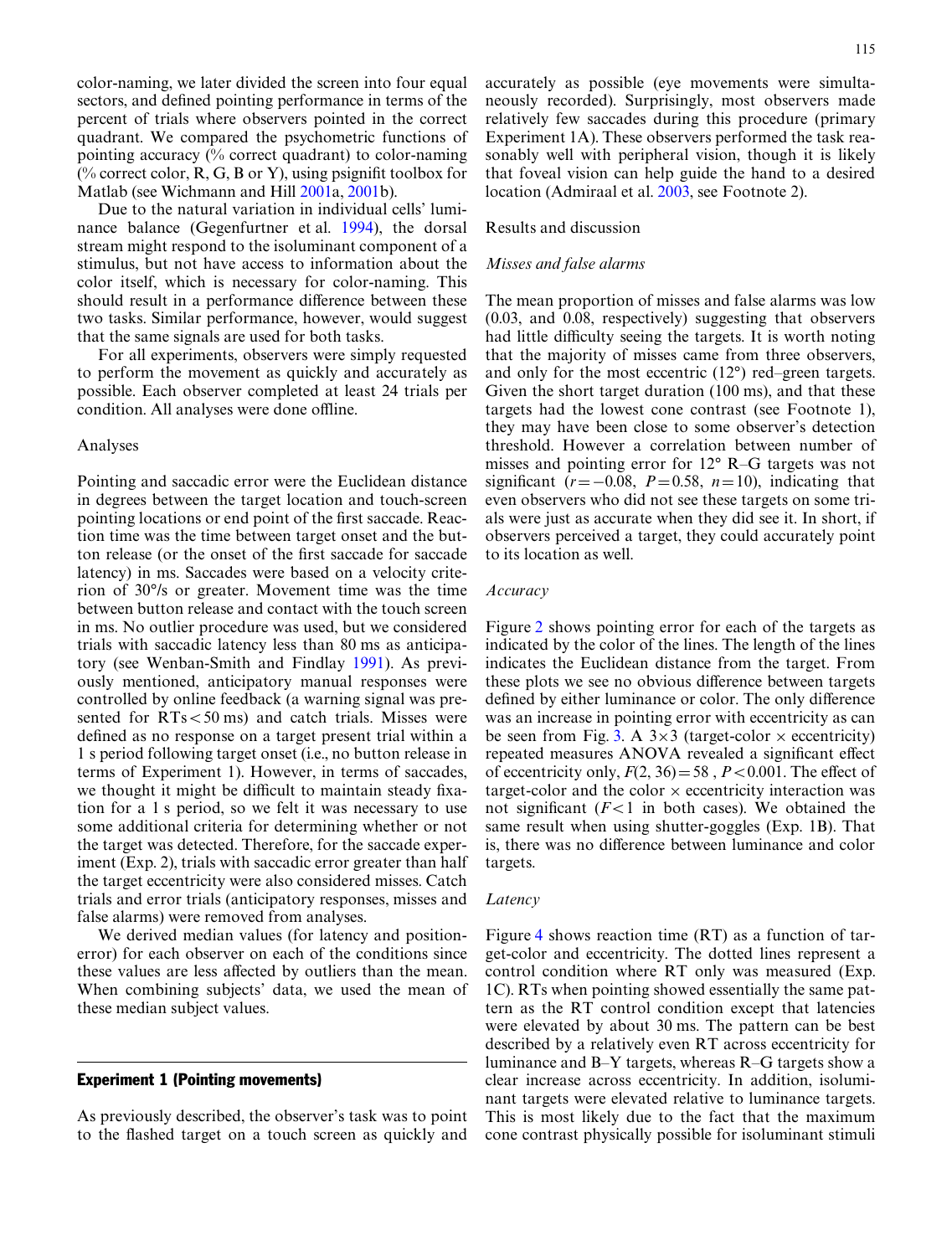color-naming, we later divided the screen into four equal sectors, and defined pointing performance in terms of the percent of trials where observers pointed in the correct quadrant. We compared the psychometric functions of pointing accuracy (% correct quadrant) to color-naming (% correct color, R, G, B or Y), using psignifit toolbox for Matlab (see Wichmann and Hill 2001a, 2001b).

Due to the natural variation in individual cells' luminance balance (Gegenfurtner et al. 1994), the dorsal stream might respond to the isoluminant component of a stimulus, but not have access to information about the color itself, which is necessary for color-naming. This should result in a performance difference between these two tasks. Similar performance, however, would suggest that the same signals are used for both tasks.

For all experiments, observers were simply requested to perform the movement as quickly and accurately as possible. Each observer completed at least 24 trials per condition. All analyses were done offline.

## Analyses

Pointing and saccadic error were the Euclidean distance in degrees between the target location and touch-screen pointing locations or end point of the first saccade. Reaction time was the time between target onset and the button release (or the onset of the first saccade for saccade latency) in ms. Saccades were based on a velocity criterion of 30°/s or greater. Movement time was the time between button release and contact with the touch screen in ms. No outlier procedure was used, but we considered trials with saccadic latency less than 80 ms as anticipatory (see Wenban-Smith and Findlay 1991). As previously mentioned, anticipatory manual responses were controlled by online feedback (a warning signal was presented for RTs < 50 ms) and catch trials. Misses were defined as no response on a target present trial within a 1 s period following target onset (i.e., no button release in terms of Experiment 1). However, in terms of saccades, we thought it might be difficult to maintain steady fixation for a 1 s period, so we felt it was necessary to use some additional criteria for determining whether or not the target was detected. Therefore, for the saccade experiment (Exp. 2), trials with saccadic error greater than half the target eccentricity were also considered misses. Catch trials and error trials (anticipatory responses, misses and false alarms) were removed from analyses.

We derived median values (for latency and position-error) for each observer on each of the conditions since these values are less affected by outliers than the mean. When combining subjects' data, we used the mean of these median subject values.

## Experiment 1 (Pointing movements)

As previously described, the observer's task was to point to the flashed target on a touch screen as quickly and accurately as possible (eye movements were simultaneously recorded). Surprisingly, most observers made relatively few saccades during this procedure (primary Experiment 1A). These observers performed the task reasonably well with peripheral vision, though it is likely that foveal vision can help guide the hand to a desired location (Admiraal et al. 2003, see Footnote 2).

## Results and discussion

### *Misses and false alarms*

The mean proportion of misses and false alarms was low (0.03, and 0.08, respectively) suggesting that observers had little difficulty seeing the targets. It is worth noting that the majority of misses came from three observers, and only for the most eccentric (12°) red–green targets. Given the short target duration (100 ms), and that these targets had the lowest cone contrast (see Footnote 1), they may have been close to some observer's detection threshold. However a correlation between number of misses and pointing error for 12° R–G targets was not significant ($r = -0.08$, $P = 0.58$, $n = 10$), indicating that even observers who did not see these targets on some trials were just as accurate when they did see it. In short, if observers perceived a target, they could accurately point to its location as well.

### *Accuracy*

Figure 2 shows pointing error for each of the targets as indicated by the color of the lines. The length of the lines indicates the Euclidean distance from the target. From these plots we see no obvious difference between targets defined by either luminance or color. The only difference was an increase in pointing error with eccentricity as can be seen from Fig. 3. A 3×3 (target-color × eccentricity) repeated measures ANOVA revealed a significant effect of eccentricity only, $F(2, 36) = 58$, $P < 0.001$. The effect of target-color and the color × eccentricity interaction was not significant ($F < 1$ in both cases). We obtained the same result when using shutter-goggles (Exp. 1B). That is, there was no difference between luminance and color targets.

### *Latency*

Figure 4 shows reaction time (RT) as a function of target-color and eccentricity. The dotted lines represent a control condition where RT only was measured (Exp. 1C). RTs when pointing showed essentially the same pattern as the RT control condition except that latencies were elevated by about 30 ms. The pattern can be best described by a relatively even RT across eccentricity for luminance and B–Y targets, whereas R–G targets show a clear increase across eccentricity. In addition, isoluminant targets were elevated relative to luminance targets. This is most likely due to the fact that the maximum cone contrast physically possible for isoluminant stimuli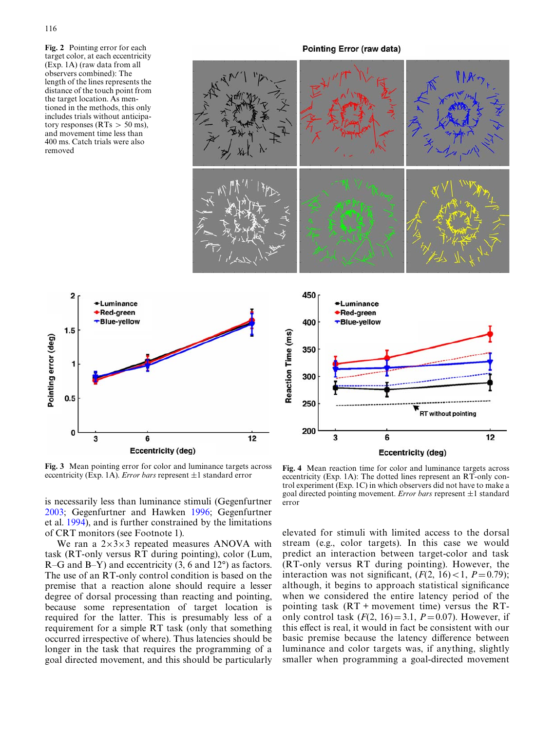**Fig. 2** Pointing error for each target color, at each eccentricity (Exp. 1A) (raw data from all observers combined): The length of the lines represents the distance of the touch point from the target location. As mentioned in the methods, this only includes trials without anticipatory responses (RTs > 50 ms), and movement time less than 400 ms. Catch trials were also removed

**Fig. 3** Mean pointing error for color and luminance targets across eccentricity (Exp. 1A). *Error bars* represent ±1 standard error

**Fig. 4** Mean reaction time for color and luminance targets across eccentricity (Exp. 1A): The dotted lines represent an RT-only control experiment (Exp. 1C) in which observers did not have to make a goal directed pointing movement. *Error bars* represent ±1 standard error

is necessarily less than luminance stimuli (Gegenfurtner 2003; Gegenfurtner and Hawken 1996; Gegenfurtner et al. 1994), and is further constrained by the limitations of CRT monitors (see Footnote 1).

We ran a 2×3×3 repeated measures ANOVA with task (RT-only versus RT during pointing), color (Lum, R–G and B–Y) and eccentricity (3, 6 and 12°) as factors. The use of an RT-only control condition is based on the premise that a reaction alone should require a lesser degree of dorsal processing than reacting and pointing, because some representation of target location is required for the latter. This is presumably less of a requirement for a simple RT task (only that something occurred irrespective of where). Thus latencies should be longer in the task that requires the programming of a goal directed movement, and this should be particularly elevated for stimuli with limited access to the dorsal stream (e.g., color targets). In this case we would predict an interaction between target-color and task (RT-only versus RT during pointing). However, the interaction was not significant, ($F(2, 16) < 1$, $P = 0.79$); although, it begins to approach statistical significance when we considered the entire latency period of the pointing task (RT + movement time) versus the RT-only control task ($F(2, 16) = 3.1$, $P = 0.07$). However, if this effect is real, it would in fact be consistent with our basic premise because the latency difference between luminance and color targets was, if anything, slightly smaller when programming a goal-directed movement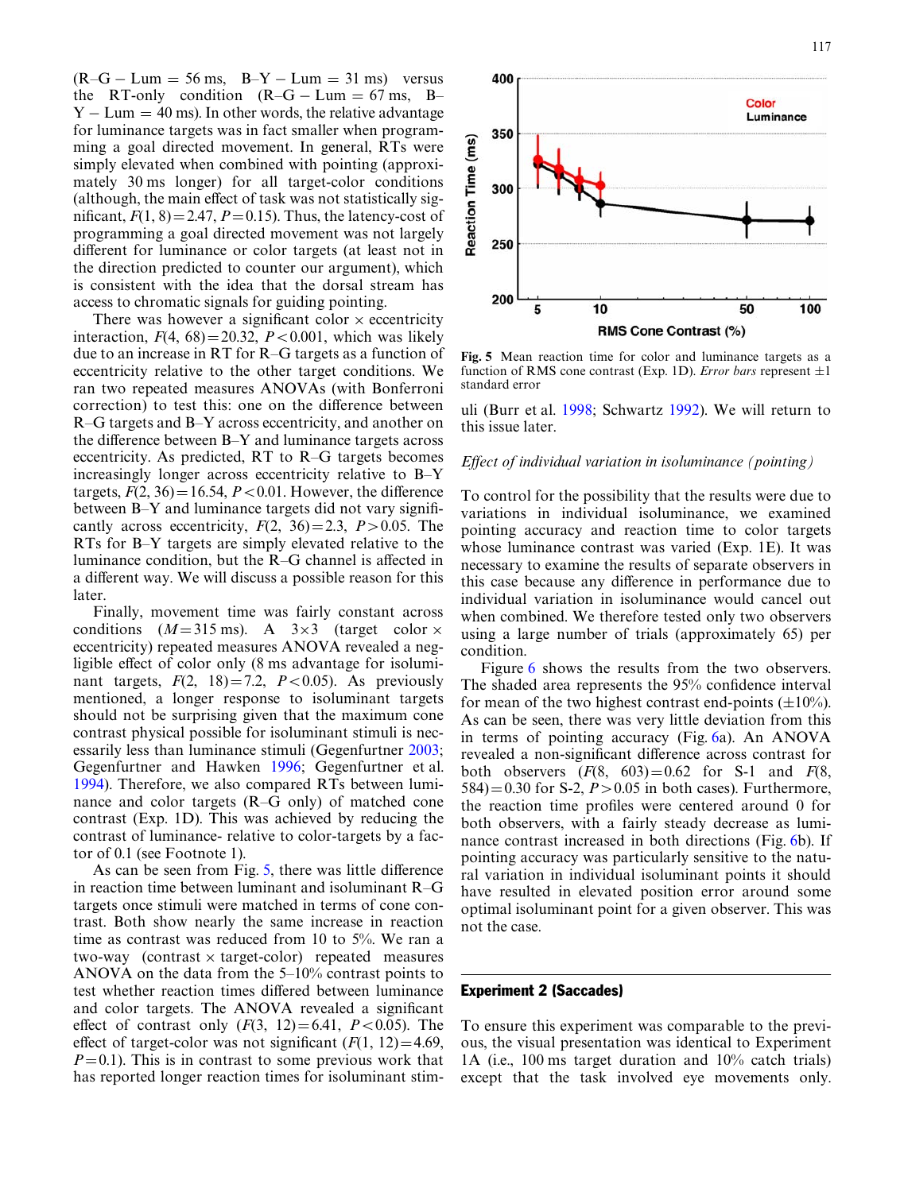(R–G – Lum = 56 ms, B–Y – Lum = 31 ms) versus the RT-only condition (R–G – Lum = 67 ms, B–Y – Lum = 40 ms). In other words, the relative advantage for luminance targets was in fact smaller when programming a goal directed movement. In general, RTs were simply elevated when combined with pointing (approximately 30 ms longer) for all target-color conditions (although, the main effect of task was not statistically significant, $F(1, 8) = 2.47$, $P = 0.15$). Thus, the latency-cost of programming a goal directed movement was not largely different for luminance or color targets (at least not in the direction predicted to counter our argument), which is consistent with the idea that the dorsal stream has access to chromatic signals for guiding pointing.

There was however a significant color × eccentricity interaction, $F(4, 68) = 20.32$, $P < 0.001$, which was likely due to an increase in RT for R–G targets as a function of eccentricity relative to the other target conditions. We ran two repeated measures ANOVAs (with Bonferroni correction) to test this: one on the difference between R–G targets and B–Y across eccentricity, and another on the difference between B–Y and luminance targets across eccentricity. As predicted, RT to R–G targets becomes increasingly longer across eccentricity relative to B–Y targets, $F(2, 36) = 16.54$, $P < 0.01$. However, the difference between B–Y and luminance targets did not vary significantly across eccentricity, $F(2, 36) = 2.3$, $P > 0.05$. The RTs for B–Y targets are simply elevated relative to the luminance condition, but the R–G channel is affected in a different way. We will discuss a possible reason for this later.

Finally, movement time was fairly constant across conditions ($M = 315$ ms). A 3×3 (target color × eccentricity) repeated measures ANOVA revealed a negligible effect of color only (8 ms advantage for isoluminant targets, $F(2, 18) = 7.2$, $P < 0.05$). As previously mentioned, a longer response to isoluminant targets should not be surprising given that the maximum cone contrast physical possible for isoluminant stimuli is necessarily less than luminance stimuli (Gegenfurtner 2003; Gegenfurtner and Hawken 1996; Gegenfurtner et al. 1994). Therefore, we also compared RTs between luminance and color targets (R–G only) of matched cone contrast (Exp. 1D). This was achieved by reducing the contrast of luminance- relative to color-targets by a factor of 0.1 (see Footnote 1).

As can be seen from Fig. 5, there was little difference in reaction time between luminant and isoluminant R–G targets once stimuli were matched in terms of cone contrast. Both show nearly the same increase in reaction time as contrast was reduced from 10 to 5%. We ran a two-way (contrast × target-color) repeated measures ANOVA on the data from the 5–10% contrast points to test whether reaction times differed between luminance and color targets. The ANOVA revealed a significant effect of contrast only ($F(3, 12) = 6.41$, $P < 0.05$). The effect of target-color was not significant ($F(1, 12) = 4.69$, $P = 0.1$). This is in contrast to some previous work that has reported longer reaction times for isoluminant stimuli (Burr et al. 1998; Schwartz 1992). We will return to this issue later.

**Fig. 5** Mean reaction time for color and luminance targets as a function of RMS cone contrast (Exp. 1D). *Error bars* represent ±1 standard error

*Effect of individual variation in isoluminance (pointing)*

To control for the possibility that the results were due to variations in individual isoluminance, we examined pointing accuracy and reaction time to color targets whose luminance contrast was varied (Exp. 1E). It was necessary to examine the results of separate observers in this case because any difference in performance due to individual variation in isoluminance would cancel out when combined. We therefore tested only two observers using a large number of trials (approximately 65) per condition.

Figure 6 shows the results from the two observers. The shaded area represents the 95% confidence interval for mean of the two highest contrast end-points (±10%). As can be seen, there was very little deviation from this in terms of pointing accuracy (Fig. 6a). An ANOVA revealed a non-significant difference across contrast for both observers ($F(8, 603) = 0.62$ for S-1 and $F(8, 584) = 0.30$ for S-2, $P > 0.05$ in both cases). Furthermore, the reaction time profiles were centered around 0 for both observers, with a fairly steady decrease as luminance contrast increased in both directions (Fig. 6b). If pointing accuracy was particularly sensitive to the natural variation in individual isoluminant points it should have resulted in elevated position error around some optimal isoluminant point for a given observer. This was not the case.

## Experiment 2 (Saccades)

To ensure this experiment was comparable to the previous, the visual presentation was identical to Experiment 1A (i.e., 100 ms target duration and 10% catch trials) except that the task involved eye movements only.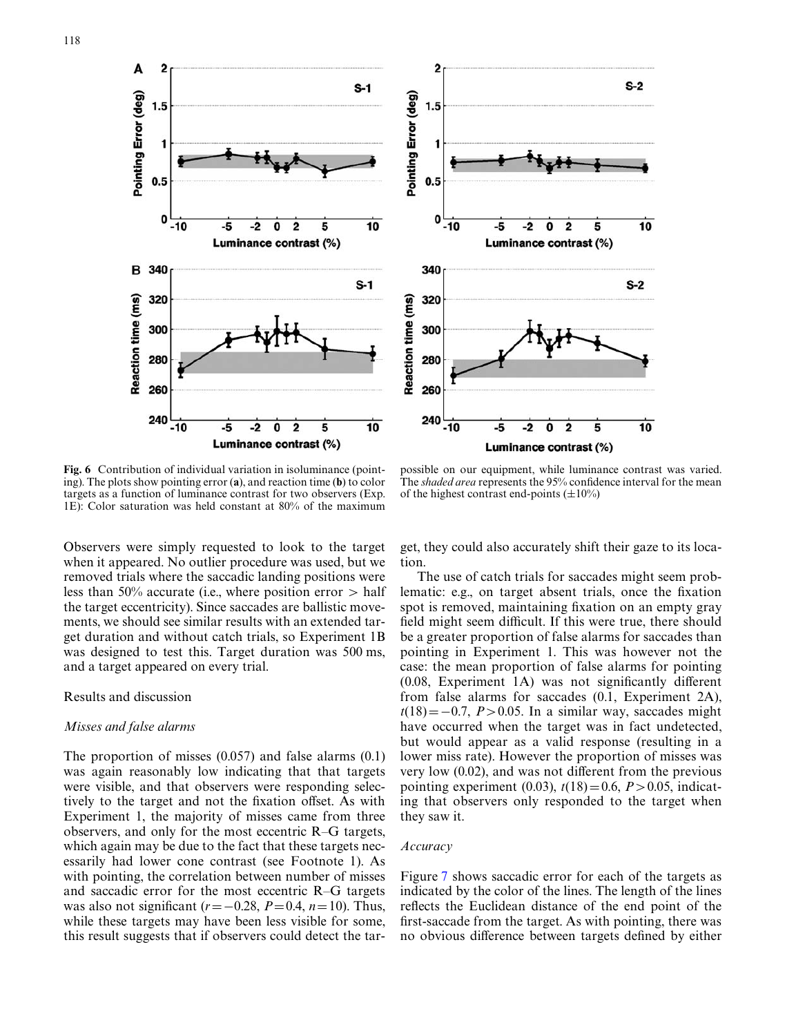**Fig. 6** Contribution of individual variation in isoluminance (pointing). The plots show pointing error (**a**), and reaction time (**b**) to color targets as a function of luminance contrast for two observers (Exp. 1E): Color saturation was held constant at 80% of the maximum possible on our equipment, while luminance contrast was varied. The *shaded area* represents the 95% confidence interval for the mean of the highest contrast end-points (±10%)

Observers were simply requested to look to the target when it appeared. No outlier procedure was used, but we removed trials where the saccadic landing positions were less than 50% accurate (i.e., where position error > half the target eccentricity). Since saccades are ballistic movements, we should see similar results with an extended target duration and without catch trials, so Experiment 1B was designed to test this. Target duration was 500 ms, and a target appeared on every trial.

Results and discussion

*Misses and false alarms*

The proportion of misses (0.057) and false alarms (0.1) was again reasonably low indicating that that targets were visible, and that observers were responding selectively to the target and not the fixation offset. As with Experiment 1, the majority of misses came from three observers, and only for the most eccentric R–G targets, which again may be due to the fact that these targets necessarily had lower cone contrast (see Footnote 1). As with pointing, the correlation between number of misses and saccadic error for the most eccentric R–G targets was also not significant ($r = -0.28$, $P = 0.4$, $n = 10$). Thus, while these targets may have been less visible for some, this result suggests that if observers could detect the target, they could also accurately shift their gaze to its location.

The use of catch trials for saccades might seem problematic: e.g., on target absent trials, once the fixation spot is removed, maintaining fixation on an empty gray field might seem difficult. If this were true, there should be a greater proportion of false alarms for saccades than pointing in Experiment 1. This was however not the case: the mean proportion of false alarms for pointing (0.08, Experiment 1A) was not significantly different from false alarms for saccades (0.1, Experiment 2A), $t(18) = -0.7$, $P > 0.05$. In a similar way, saccades might have occurred when the target was in fact undetected, but would appear as a valid response (resulting in a lower miss rate). However the proportion of misses was very low (0.02), and was not different from the previous pointing experiment (0.03), $t(18) = 0.6$, $P > 0.05$, indicating that observers only responded to the target when they saw it.

*Accuracy*

Figure 7 shows saccadic error for each of the targets as indicated by the color of the lines. The length of the lines reflects the Euclidean distance of the end point of the first-saccade from the target. As with pointing, there was no obvious difference between targets defined by either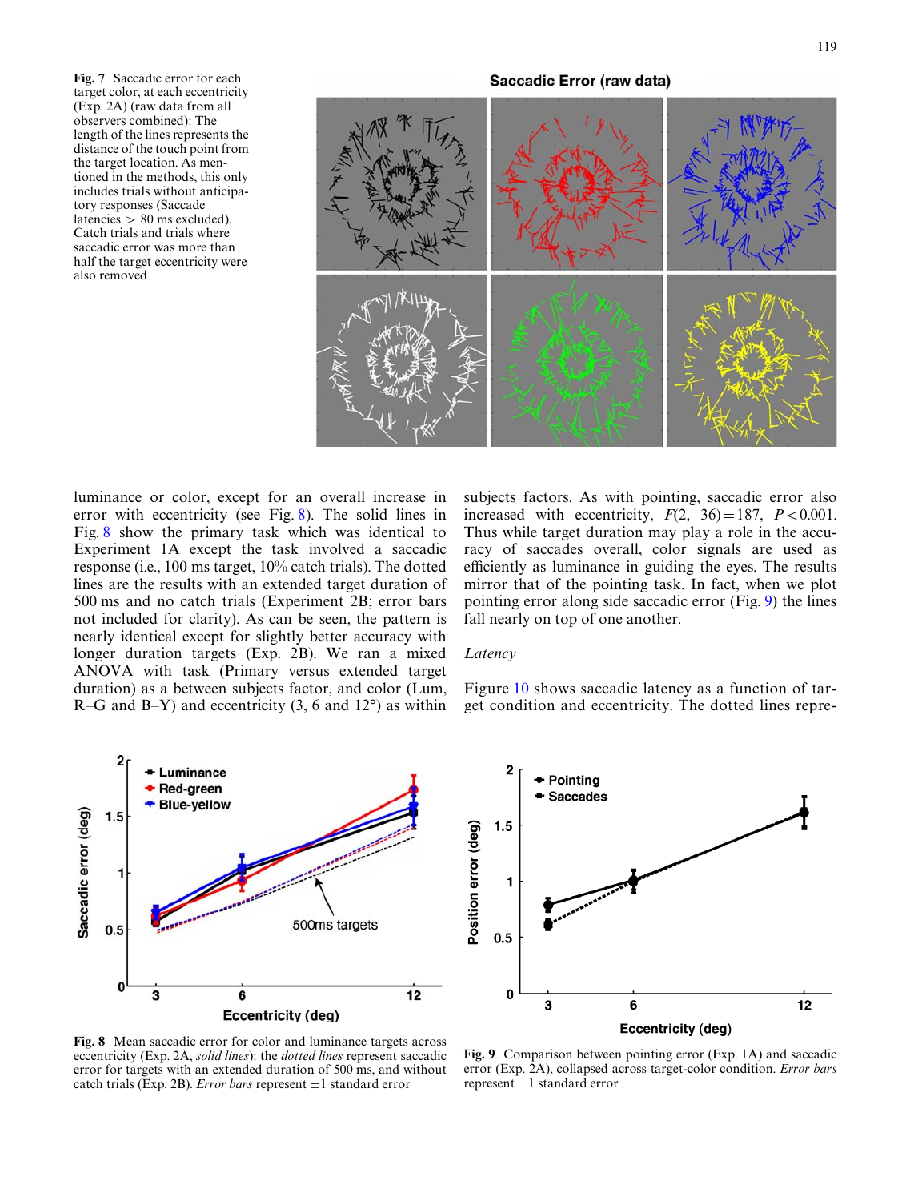Fig. 7 Saccadic error for each target color, at each eccentricity (Exp. 2A) (raw data from all observers combined): The length of the lines represents the distance of the touch point from the target location. As mentioned in the methods, this only includes trials without anticipatory responses (Saccade latencies > 80 ms excluded). Catch trials and trials where saccadic error was more than half the target eccentricity were also removed

luminance or color, except for an overall increase in error with eccentricity (see Fig. 8). The solid lines in Fig. 8 show the primary task which was identical to Experiment 1A except the task involved a saccadic response (i.e., 100 ms target, 10% catch trials). The dotted lines are the results with an extended target duration of 500 ms and no catch trials (Experiment 2B; error bars not included for clarity). As can be seen, the pattern is nearly identical except for slightly better accuracy with longer duration targets (Exp. 2B). We ran a mixed ANOVA with task (Primary versus extended target duration) as a between subjects factor, and color (Lum, R–G and B–Y) and eccentricity (3, 6 and 12°) as within subjects factors. As with pointing, saccadic error also increased with eccentricity, $F(2, 36) = 187$, $P < 0.001$. Thus while target duration may play a role in the accuracy of saccades overall, color signals are used as efficiently as luminance in guiding the eyes. The results mirror that of the pointing task. In fact, when we plot pointing error along side saccadic error (Fig. 9) the lines fall nearly on top of one another.

### Latency

Figure 10 shows saccadic latency as a function of target condition and eccentricity. The dotted lines repre-

Fig. 8 Mean saccadic error for color and luminance targets across eccentricity (Exp. 2A, *solid lines*): the *dotted lines* represent saccadic error for targets with an extended duration of 500 ms, and without catch trials (Exp. 2B). *Error bars* represent ±1 standard error

Fig. 9 Comparison between pointing error (Exp. 1A) and saccadic error (Exp. 2A), collapsed across target-color condition. *Error bars* represent ±1 standard error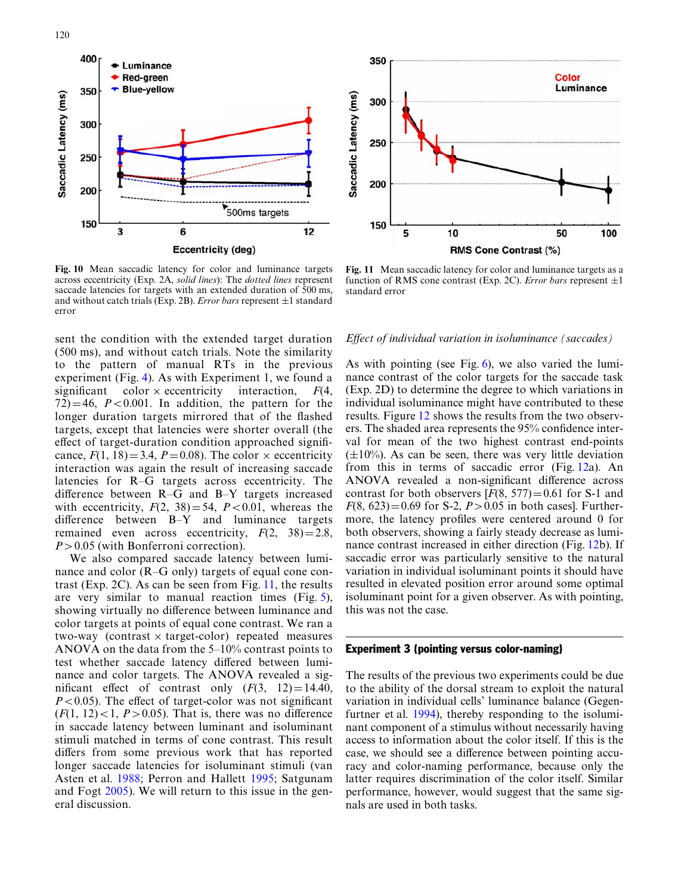Fig. 10 Mean saccadic latency for color and luminance targets across eccentricity (Exp. 2A, *solid lines*): The *dotted lines* represent saccade latencies for targets with an extended duration of 500 ms, and without catch trials (Exp. 2B). *Error bars* represent ±1 standard error

Fig. 11 Mean saccadic latency for color and luminance targets as a function of RMS cone contrast (Exp. 2C). *Error bars* represent ±1 standard error

sent the condition with the extended target duration (500 ms), and without catch trials. Note the similarity to the pattern of manual RTs in the previous experiment (Fig. 4). As with Experiment 1, we found a significant color × eccentricity interaction, $F(4, 72) = 46$, $P < 0.001$. In addition, the pattern for the longer duration targets mirrored that of the flashed targets, except that latencies were shorter overall (the effect of target-duration condition approached significance, $F(1, 18) = 3.4$, $P = 0.08$). The color × eccentricity interaction was again the result of increasing saccade latencies for R–G targets across eccentricity. The difference between R–G and B–Y targets increased with eccentricity, $F(2, 38) = 54$, $P < 0.01$, whereas the difference between B–Y and luminance targets remained even across eccentricity, $F(2, 38) = 2.8$, $P > 0.05$ (with Bonferroni correction).

We also compared saccade latency between luminance and color (R–G only) targets of equal cone contrast (Exp. 2C). As can be seen from Fig. 11, the results are very similar to manual reaction times (Fig. 5), showing virtually no difference between luminance and color targets at points of equal cone contrast. We ran a two-way (contrast × target-color) repeated measures ANOVA on the data from the 5–10% contrast points to test whether saccade latency differed between luminance and color targets. The ANOVA revealed a significant effect of contrast only ($F(3, 12) = 14.40$, $P < 0.05$). The effect of target-color was not significant ($F(1, 12) < 1$, $P > 0.05$). That is, there was no difference in saccade latency between luminant and isoluminant stimuli matched in terms of cone contrast. This result differs from some previous work that has reported longer saccade latencies for isoluminant stimuli (van Asten et al. 1988; Perron and Hallett 1995; Satgunam and Fogt 2005). We will return to this issue in the general discussion.

*Effect of individual variation in isoluminance (saccades)*

As with pointing (see Fig. 6), we also varied the luminance contrast of the color targets for the saccade task (Exp. 2D) to determine the degree to which variations in individual isoluminance might have contributed to these results. Figure 12 shows the results from the two observers. The shaded area represents the 95% confidence interval for mean of the two highest contrast end-points (±10%). As can be seen, there was very little deviation from this in terms of saccadic error (Fig. 12a). An ANOVA revealed a non-significant difference across contrast for both observers [$F(8, 577) = 0.61$ for S-1 and $F(8, 623) = 0.69$ for S-2, $P > 0.05$ in both cases]. Furthermore, the latency profiles were centered around 0 for both observers, showing a fairly steady decrease as luminance contrast increased in either direction (Fig. 12b). If saccadic error was particularly sensitive to the natural variation in individual isoluminant points it should have resulted in elevated position error around some optimal isoluminant point for a given observer. As with pointing, this was not the case.

## Experiment 3 (pointing versus color-naming)

The results of the previous two experiments could be due to the ability of the dorsal stream to exploit the natural variation in individual cells' luminance balance (Gegenfurtner et al. 1994), thereby responding to the isoluminant component of a stimulus without necessarily having access to information about the color itself. If this is the case, we should see a difference between pointing accuracy and color-naming performance, because only the latter requires discrimination of the color itself. Similar performance, however, would suggest that the same signals are used in both tasks.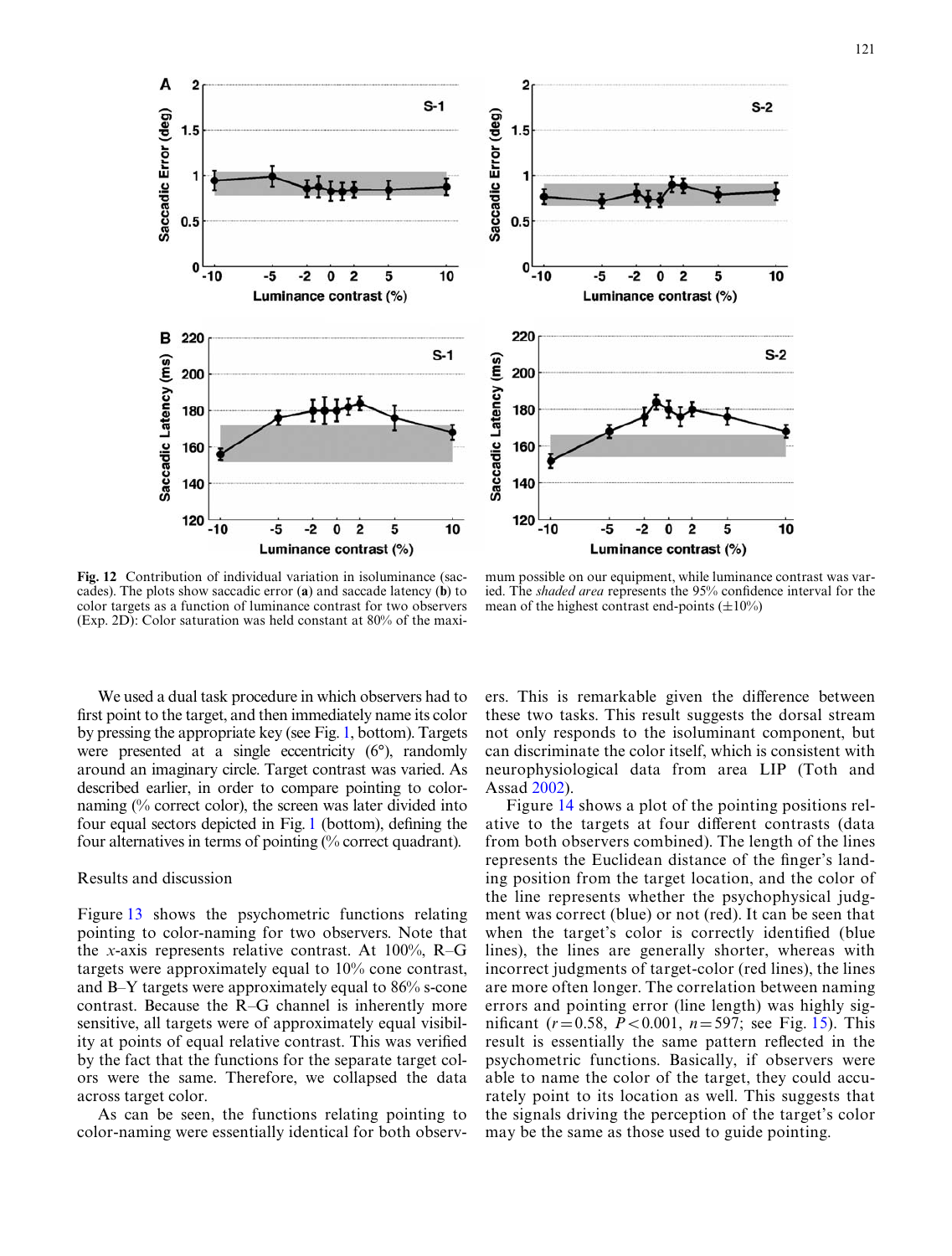**Fig. 12** Contribution of individual variation in isoluminance (saccades). The plots show saccadic error (**a**) and saccade latency (**b**) to color targets as a function of luminance contrast for two observers (Exp. 2D): Color saturation was held constant at 80% of the maximum possible on our equipment, while luminance contrast was varied. The *shaded area* represents the 95% confidence interval for the mean of the highest contrast end-points (±10%)

We used a dual task procedure in which observers had to first point to the target, and then immediately name its color by pressing the appropriate key (see Fig. 1, bottom). Targets were presented at a single eccentricity (6°), randomly around an imaginary circle. Target contrast was varied. As described earlier, in order to compare pointing to color-naming (% correct color), the screen was later divided into four equal sectors depicted in Fig. 1 (bottom), defining the four alternatives in terms of pointing (% correct quadrant).

## Results and discussion

Figure 13 shows the psychometric functions relating pointing to color-naming for two observers. Note that the *x*-axis represents relative contrast. At 100%, R–G targets were approximately equal to 10% cone contrast, and B–Y targets were approximately equal to 86% s-cone contrast. Because the R–G channel is inherently more sensitive, all targets were of approximately equal visibility at points of equal relative contrast. This was verified by the fact that the functions for the separate target colors were the same. Therefore, we collapsed the data across target color.

As can be seen, the functions relating pointing to color-naming were essentially identical for both observers. This is remarkable given the difference between these two tasks. This result suggests the dorsal stream not only responds to the isoluminant component, but can discriminate the color itself, which is consistent with neurophysiological data from area LIP (Toth and Assad 2002).

Figure 14 shows a plot of the pointing positions relative to the targets at four different contrasts (data from both observers combined). The length of the lines represents the Euclidean distance of the finger's landing position from the target location, and the color of the line represents whether the psychophysical judgment was correct (blue) or not (red). It can be seen that when the target's color is correctly identified (blue lines), the lines are generally shorter, whereas with incorrect judgments of target-color (red lines), the lines are more often longer. The correlation between naming errors and pointing error (line length) was highly significant ($r = 0.58$, $P < 0.001$, $n = 597$; see Fig. 15). This result is essentially the same pattern reflected in the psychometric functions. Basically, if observers were able to name the color of the target, they could accurately point to its location as well. This suggests that the signals driving the perception of the target's color may be the same as those used to guide pointing.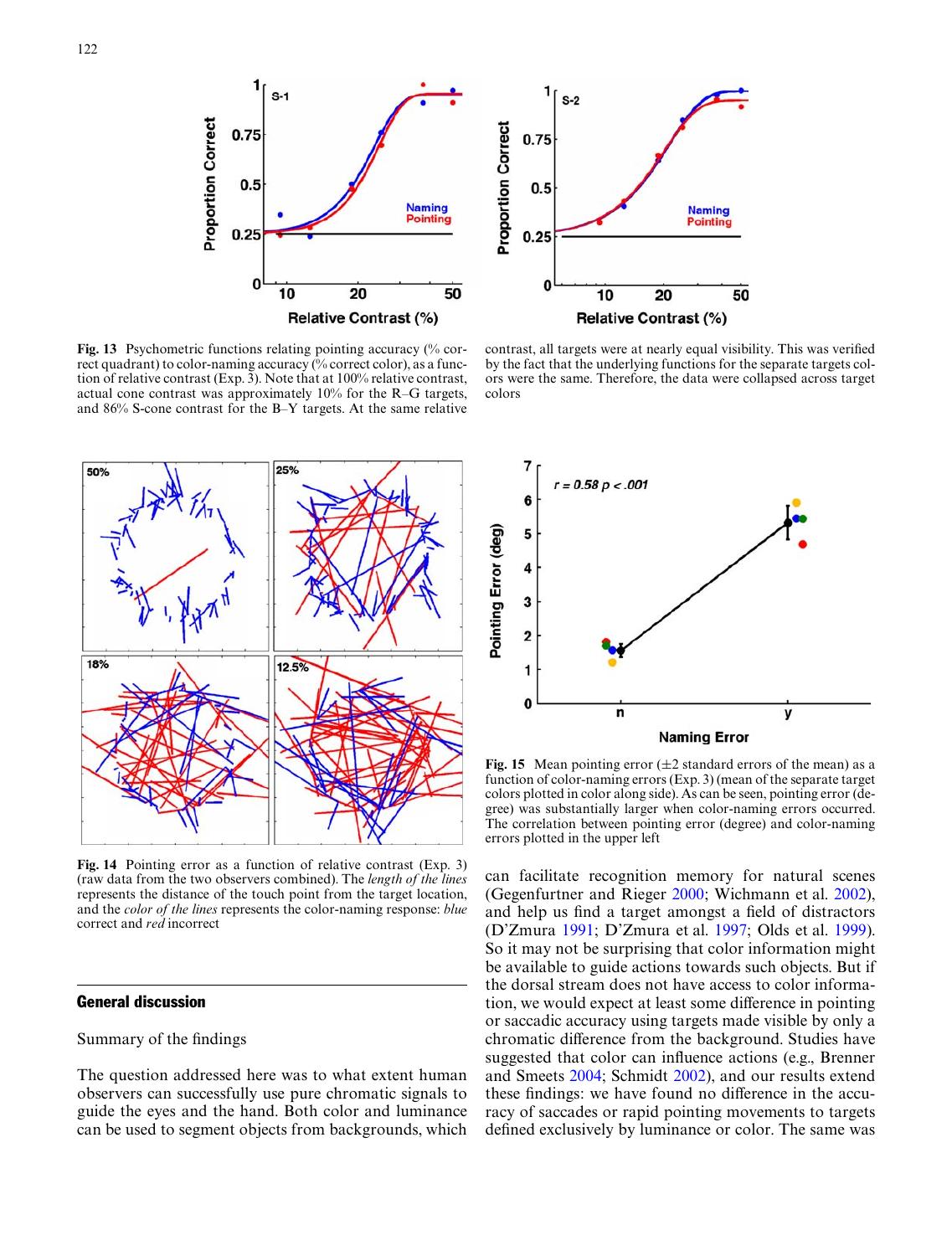**Fig. 13** Psychometric functions relating pointing accuracy (% correct quadrant) to color-naming accuracy (% correct color), as a function of relative contrast (Exp. 3). Note that at 100% relative contrast, actual cone contrast was approximately 10% for the R–G targets, and 86% S-cone contrast for the B–Y targets. At the same relative contrast, all targets were at nearly equal visibility. This was verified by the fact that the underlying functions for the separate targets colors were the same. Therefore, the data were collapsed across target colors

**Fig. 14** Pointing error as a function of relative contrast (Exp. 3) (raw data from the two observers combined). The *length of the lines* represents the distance of the touch point from the target location, and the *color of the lines* represents the color-naming response: *blue* correct and *red* incorrect

**Fig. 15** Mean pointing error (±2 standard errors of the mean) as a function of color-naming errors (Exp. 3) (mean of the separate target colors plotted in color along side). As can be seen, pointing error (degree) was substantially larger when color-naming errors occurred. The correlation between pointing error (degree) and color-naming errors plotted in the upper left

## General discussion

Summary of the findings

The question addressed here was to what extent human observers can successfully use pure chromatic signals to guide the eyes and the hand. Both color and luminance can be used to segment objects from backgrounds, which can facilitate recognition memory for natural scenes (Gegenfurtner and Rieger 2000; Wichmann et al. 2002), and help us find a target amongst a field of distractors (D'Zmura 1991; D'Zmura et al. 1997; Olds et al. 1999). So it may not be surprising that color information might be available to guide actions towards such objects. But if the dorsal stream does not have access to color information, we would expect at least some difference in pointing or saccadic accuracy using targets made visible by only a chromatic difference from the background. Studies have suggested that color can influence actions (e.g., Brenner and Smeets 2004; Schmidt 2002), and our results extend these findings: we have found no difference in the accuracy of saccades or rapid pointing movements to targets defined exclusively by luminance or color. The same was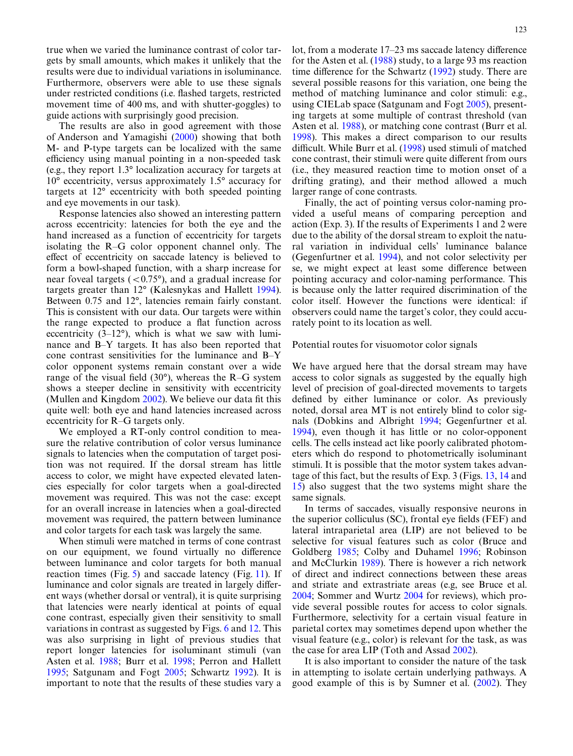true when we varied the luminance contrast of color targets by small amounts, which makes it unlikely that the results were due to individual variations in isoluminance. Furthermore, observers were able to use these signals under restricted conditions (i.e. flashed targets, restricted movement time of 400 ms, and with shutter-goggles) to guide actions with surprisingly good precision.

The results are also in good agreement with those of Anderson and Yamagishi (2000) showing that both M- and P-type targets can be localized with the same efficiency using manual pointing in a non-speeded task (e.g., they report 1.3° localization accuracy for targets at 10° eccentricity, versus approximately 1.5° accuracy for targets at 12° eccentricity with both speeded pointing and eye movements in our task).

Response latencies also showed an interesting pattern across eccentricity: latencies for both the eye and the hand increased as a function of eccentricity for targets isolating the R–G color opponent channel only. The effect of eccentricity on saccade latency is believed to form a bowl-shaped function, with a sharp increase for near foveal targets (<0.75°), and a gradual increase for targets greater than 12° (Kalesnykas and Hallett 1994). Between 0.75 and 12°, latencies remain fairly constant. This is consistent with our data. Our targets were within the range expected to produce a flat function across eccentricity (3–12°), which is what we saw with luminance and B–Y targets. It has also been reported that cone contrast sensitivities for the luminance and B–Y color opponent systems remain constant over a wide range of the visual field (30°), whereas the R–G system shows a steeper decline in sensitivity with eccentricity (Mullen and Kingdom 2002). We believe our data fit this quite well: both eye and hand latencies increased across eccentricity for R–G targets only.

We employed a RT-only control condition to measure the relative contribution of color versus luminance signals to latencies when the computation of target position was not required. If the dorsal stream has little access to color, we might have expected elevated latencies especially for color targets when a goal-directed movement was required. This was not the case: except for an overall increase in latencies when a goal-directed movement was required, the pattern between luminance and color targets for each task was largely the same.

When stimuli were matched in terms of cone contrast on our equipment, we found virtually no difference between luminance and color targets for both manual reaction times (Fig. 5) and saccade latency (Fig. 11). If luminance and color signals are treated in largely different ways (whether dorsal or ventral), it is quite surprising that latencies were nearly identical at points of equal cone contrast, especially given their sensitivity to small variations in contrast as suggested by Figs. 6 and 12. This was also surprising in light of previous studies that report longer latencies for isoluminant stimuli (van Asten et al. 1988; Burr et al. 1998; Perron and Hallett 1995; Satgunam and Fogt 2005; Schwartz 1992). It is important to note that the results of these studies vary a lot, from a moderate 17–23 ms saccade latency difference for the Asten et al. (1988) study, to a large 93 ms reaction time difference for the Schwartz (1992) study. There are several possible reasons for this variation, one being the method of matching luminance and color stimuli: e.g., using CIELab space (Satgunam and Fogt 2005), presenting targets at some multiple of contrast threshold (van Asten et al. 1988), or matching cone contrast (Burr et al. 1998). This makes a direct comparison to our results difficult. While Burr et al. (1998) used stimuli of matched cone contrast, their stimuli were quite different from ours (i.e., they measured reaction time to motion onset of a drifting grating), and their method allowed a much larger range of cone contrasts.

Finally, the act of pointing versus color-naming provided a useful means of comparing perception and action (Exp. 3). If the results of Experiments 1 and 2 were due to the ability of the dorsal stream to exploit the natural variation in individual cells' luminance balance (Gegenfurtner et al. 1994), and not color selectivity per se, we might expect at least some difference between pointing accuracy and color-naming performance. This is because only the latter required discrimination of the color itself. However the functions were identical: if observers could name the target's color, they could accurately point to its location as well.

## Potential routes for visuomotor color signals

We have argued here that the dorsal stream may have access to color signals as suggested by the equally high level of precision of goal-directed movements to targets defined by either luminance or color. As previously noted, dorsal area MT is not entirely blind to color signals (Dobkins and Albright 1994; Gegenfurtner et al. 1994), even though it has little or no color-opponent cells. The cells instead act like poorly calibrated photometers which do respond to photometrically isoluminant stimuli. It is possible that the motor system takes advantage of this fact, but the results of Exp. 3 (Figs. 13, 14 and 15) also suggest that the two systems might share the same signals.

In terms of saccades, visually responsive neurons in the superior colliculus (SC), frontal eye fields (FEF) and lateral intraparietal area (LIP) are not believed to be selective for visual features such as color (Bruce and Goldberg 1985; Colby and Duhamel 1996; Robinson and McClurkin 1989). There is however a rich network of direct and indirect connections between these areas and striate and extrastriate areas (e.g, see Bruce et al. 2004; Sommer and Wurtz 2004 for reviews), which provide several possible routes for access to color signals. Furthermore, selectivity for a certain visual feature in parietal cortex may sometimes depend upon whether the visual feature (e.g., color) is relevant for the task, as was the case for area LIP (Toth and Assad 2002).

It is also important to consider the nature of the task in attempting to isolate certain underlying pathways. A good example of this is by Sumner et al. (2002). They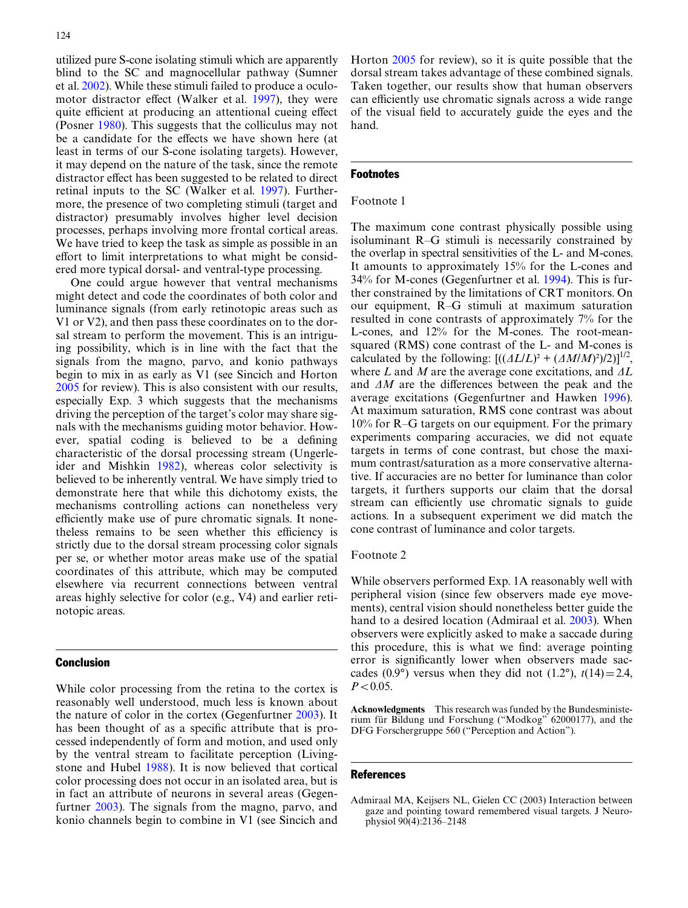utilized pure S-cone isolating stimuli which are apparently blind to the SC and magnocellular pathway (Sumner et al. 2002). While these stimuli failed to produce a oculomotor distractor effect (Walker et al. 1997), they were quite efficient at producing an attentional cueing effect (Posner 1980). This suggests that the colliculus may not be a candidate for the effects we have shown here (at least in terms of our S-cone isolating targets). However, it may depend on the nature of the task, since the remote distractor effect has been suggested to be related to direct retinal inputs to the SC (Walker et al. 1997). Furthermore, the presence of two completing stimuli (target and distractor) presumably involves higher level decision processes, perhaps involving more frontal cortical areas. We have tried to keep the task as simple as possible in an effort to limit interpretations to what might be considered more typical dorsal- and ventral-type processing.

One could argue however that ventral mechanisms might detect and code the coordinates of both color and luminance signals (from early retinotopic areas such as V1 or V2), and then pass these coordinates on to the dorsal stream to perform the movement. This is an intriguing possibility, which is in line with the fact that the signals from the magno, parvo, and konio pathways begin to mix in as early as V1 (see Sincich and Horton 2005 for review). This is also consistent with our results, especially Exp. 3 which suggests that the mechanisms driving the perception of the target's color may share signals with the mechanisms guiding motor behavior. However, spatial coding is believed to be a defining characteristic of the dorsal processing stream (Ungerleider and Mishkin 1982), whereas color selectivity is believed to be inherently ventral. We have simply tried to demonstrate here that while this dichotomy exists, the mechanisms controlling actions can nonetheless very efficiently make use of pure chromatic signals. It nonetheless remains to be seen whether this efficiency is strictly due to the dorsal stream processing color signals per se, or whether motor areas make use of the spatial coordinates of this attribute, which may be computed elsewhere via recurrent connections between ventral areas highly selective for color (e.g., V4) and earlier retinotopic areas.

## Conclusion

While color processing from the retina to the cortex is reasonably well understood, much less is known about the nature of color in the cortex (Gegenfurtner 2003). It has been thought of as a specific attribute that is processed independently of form and motion, and used only by the ventral stream to facilitate perception (Livingstone and Hubel 1988). It is now believed that cortical color processing does not occur in an isolated area, but is in fact an attribute of neurons in several areas (Gegenfurtner 2003). The signals from the magno, parvo, and konio channels begin to combine in V1 (see Sincich and Horton 2005 for review), so it is quite possible that the dorsal stream takes advantage of these combined signals. Taken together, our results show that human observers can efficiently use chromatic signals across a wide range of the visual field to accurately guide the eyes and the hand.

## Footnotes

Footnote 1

The maximum cone contrast physically possible using isoluminant R–G stimuli is necessarily constrained by the overlap in spectral sensitivities of the L- and M-cones. It amounts to approximately 15% for the L-cones and 34% for M-cones (Gegenfurtner et al. 1994). This is further constrained by the limitations of CRT monitors. On our equipment, R–G stimuli at maximum saturation resulted in cone contrasts of approximately 7% for the L-cones, and 12% for the M-cones. The root-mean-squared (RMS) cone contrast of the L- and M-cones is calculated by the following: $[((\Delta L/L)^2 + (\Delta M/M)^2)/2]^{1/2}$, where $L$ and $M$ are the average cone excitations, and $\Delta L$ and $\Delta M$ are the differences between the peak and the average excitations (Gegenfurtner and Hawken 1996). At maximum saturation, RMS cone contrast was about 10% for R–G targets on our equipment. For the primary experiments comparing accuracies, we did not equate targets in terms of cone contrast, but chose the maximum contrast/saturation as a more conservative alternative. If accuracies are no better for luminance than color targets, it furthers supports our claim that the dorsal stream can efficiently use chromatic signals to guide actions. In a subsequent experiment we did match the cone contrast of luminance and color targets.

Footnote 2

While observers performed Exp. 1A reasonably well with peripheral vision (since few observers made eye movements), central vision should nonetheless better guide the hand to a desired location (Admiraal et al. 2003). When observers were explicitly asked to make a saccade during this procedure, this is what we find: average pointing error is significantly lower when observers made saccades (0.9°) versus when they did not (1.2°), $t(14) = 2.4$, $P < 0.05$.

**Acknowledgments** This research was funded by the Bundesministerium für Bildung und Forschung ("Modkog" 62000177), and the DFG Forschergruppe 560 ("Perception and Action").

## References

Admiraal MA, Keijsers NL, Gielen CC (2003) Interaction between gaze and pointing toward remembered visual targets. J Neurophysiol 90(4):2136–2148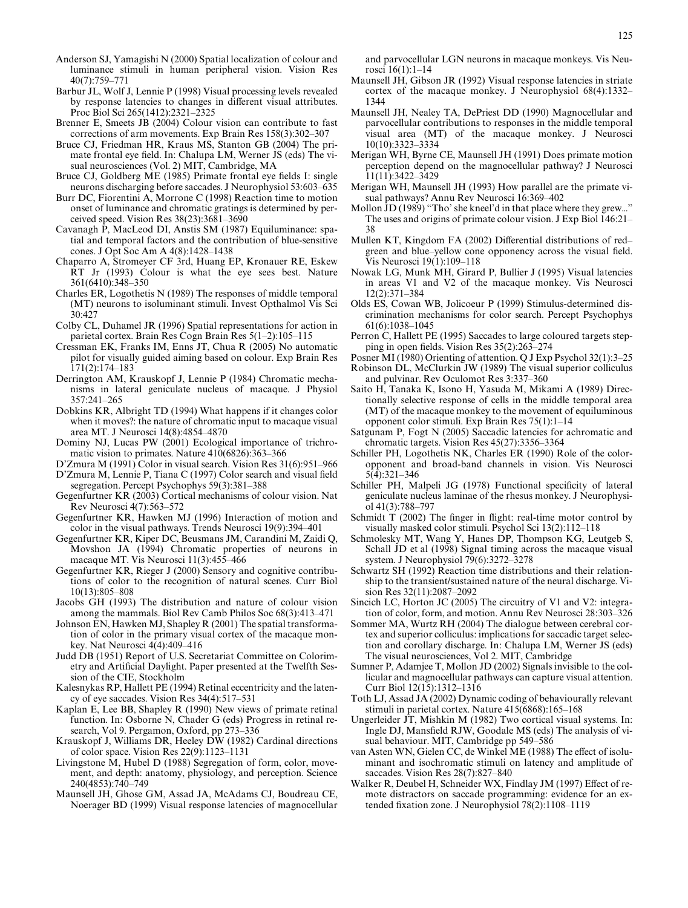Anderson SJ, Yamagishi N (2000) Spatial localization of colour and luminance stimuli in human peripheral vision. Vision Res 40(7):759–771

Barbur JL, Wolf J, Lennie P (1998) Visual processing levels revealed by response latencies to changes in different visual attributes. Proc Biol Sci 265(1412):2321–2325

Brenner E, Smeets JB (2004) Colour vision can contribute to fast corrections of arm movements. Exp Brain Res 158(3):302–307

Bruce CJ, Friedman HR, Kraus MS, Stanton GB (2004) The primate frontal eye field. In: Chalupa LM, Werner JS (eds) The visual neurosciences (Vol. 2) MIT, Cambridge, MA

Bruce CJ, Goldberg ME (1985) Primate frontal eye fields I: single neurons discharging before saccades. J Neurophysiol 53:603–635

Burr DC, Fiorentini A, Morrone C (1998) Reaction time to motion onset of luminance and chromatic gratings is determined by perceived speed. Vision Res 38(23):3681–3690

Cavanagh P, MacLeod DI, Anstis SM (1987) Equiluminance: spatial and temporal factors and the contribution of blue-sensitive cones. J Opt Soc Am A 4(8):1428–1438

Chaparro A, Stromeyer CF 3rd, Huang EP, Kronauer RE, Eskew RT Jr (1993) Colour is what the eye sees best. Nature 361(6410):348–350

Charles ER, Logothetis N (1989) The responses of middle temporal (MT) neurons to isoluminant stimuli. Invest Opthalmol Vis Sci 30:427

Colby CL, Duhamel JR (1996) Spatial representations for action in parietal cortex. Brain Res Cogn Brain Res 5(1–2):105–115

Cressman EK, Franks IM, Enns JT, Chua R (2005) No automatic pilot for visually guided aiming based on colour. Exp Brain Res 171(2):174–183

Derrington AM, Krauskopf J, Lennie P (1984) Chromatic mechanisms in lateral geniculate nucleus of macaque. J Physiol 357:241–265

Dobkins KR, Albright TD (1994) What happens if it changes color when it moves?: the nature of chromatic input to macaque visual area MT. J Neurosci 14(8):4854–4870

Dominy NJ, Lucas PW (2001) Ecological importance of trichromatic vision to primates. Nature 410(6826):363–366

D'Zmura M (1991) Color in visual search. Vision Res 31(6):951–966

D'Zmura M, Lennie P, Tiana C (1997) Color search and visual field segregation. Percept Psychophys 59(3):381–388

Gegenfurtner KR (2003) Cortical mechanisms of colour vision. Nat Rev Neurosci 4(7):563–572

Gegenfurtner KR, Hawken MJ (1996) Interaction of motion and color in the visual pathways. Trends Neurosci 19(9):394–401

Gegenfurtner KR, Kiper DC, Beusmans JM, Carandini M, Zaidi Q, Movshon JA (1994) Chromatic properties of neurons in macaque MT. Vis Neurosci 11(3):455–466

Gegenfurtner KR, Rieger J (2000) Sensory and cognitive contributions of color to the recognition of natural scenes. Curr Biol 10(13):805–808

Jacobs GH (1993) The distribution and nature of colour vision among the mammals. Biol Rev Camb Philos Soc 68(3):413–471

Johnson EN, Hawken MJ, Shapley R (2001) The spatial transformation of color in the primary visual cortex of the macaque monkey. Nat Neurosci 4(4):409–416

Judd DB (1951) Report of U.S. Secretariat Committee on Colorimetry and Artificial Daylight. Paper presented at the Twelfth Session of the CIE, Stockholm

Kalesnykas RP, Hallett PE (1994) Retinal eccentricity and the latency of eye saccades. Vision Res 34(4):517–531

Kaplan E, Lee BB, Shapley R (1990) New views of primate retinal function. In: Osborne N, Chader G (eds) Progress in retinal research, Vol 9. Pergamon, Oxford, pp 273–336

Krauskopf J, Williams DR, Heeley DW (1982) Cardinal directions of color space. Vision Res 22(9):1123–1131

Livingstone M, Hubel D (1988) Segregation of form, color, movement, and depth: anatomy, physiology, and perception. Science 240(4853):740–749

Maunsell JH, Ghose GM, Assad JA, McAdams CJ, Boudreau CE, Noerager BD (1999) Visual response latencies of magnocellular and parvocellular LGN neurons in macaque monkeys. Vis Neurosci 16(1):1–14

Maunsell JH, Gibson JR (1992) Visual response latencies in striate cortex of the macaque monkey. J Neurophysiol 68(4):1332–1344

Maunsell JH, Nealey TA, DePriest DD (1990) Magnocellular and parvocellular contributions to responses in the middle temporal visual area (MT) of the macaque monkey. J Neurosci 10(10):3323–3334

Merigan WH, Byrne CE, Maunsell JH (1991) Does primate motion perception depend on the magnocellular pathway? J Neurosci 11(11):3422–3429

Merigan WH, Maunsell JH (1993) How parallel are the primate visual pathways? Annu Rev Neurosci 16:369–402

Mollon JD (1989) "Tho' she kneel'd in that place where they grew..." The uses and origins of primate colour vision. J Exp Biol 146:21–38

Mullen KT, Kingdom FA (2002) Differential distributions of red–green and blue–yellow cone opponency across the visual field. Vis Neurosci 19(1):109–118

Nowak LG, Munk MH, Girard P, Bullier J (1995) Visual latencies in areas V1 and V2 of the macaque monkey. Vis Neurosci 12(2):371–384

Olds ES, Cowan WB, Jolicoeur P (1999) Stimulus-determined discrimination mechanisms for color search. Percept Psychophys 61(6):1038–1045

Perron C, Hallett PE (1995) Saccades to large coloured targets stepping in open fields. Vision Res 35(2):263–274

Posner MI (1980) Orienting of attention. Q J Exp Psychol 32(1):3–25

Robinson DL, McClurkin JW (1989) The visual superior colliculus and pulvinar. Rev Oculomot Res 3:337–360

Saito H, Tanaka K, Isono H, Yasuda M, Mikami A (1989) Directionally selective response of cells in the middle temporal area (MT) of the macaque monkey to the movement of equiluminous opponent color stimuli. Exp Brain Res 75(1):1–14

Satgunam P, Fogt N (2005) Saccadic latencies for achromatic and chromatic targets. Vision Res 45(27):3356–3364

Schiller PH, Logothetis NK, Charles ER (1990) Role of the color-opponent and broad-band channels in vision. Vis Neurosci 5(4):321–346

Schiller PH, Malpeli JG (1978) Functional specificity of lateral geniculate nucleus laminae of the rhesus monkey. J Neurophysiol 41(3):788–797

Schmidt T (2002) The finger in flight: real-time motor control by visually masked color stimuli. Psychol Sci 13(2):112–118

Schmolesky MT, Wang Y, Hanes DP, Thompson KG, Leutgeb S, Schall JD et al (1998) Signal timing across the macaque visual system. J Neurophysiol 79(6):3272–3278

Schwartz SH (1992) Reaction time distributions and their relationship to the transient/sustained nature of the neural discharge. Vision Res 32(11):2087–2092

Sincich LC, Horton JC (2005) The circuitry of V1 and V2: integration of color, form, and motion. Annu Rev Neurosci 28:303–326

Sommer MA, Wurtz RH (2004) The dialogue between cerebral cortex and superior colliculus: implications for saccadic target selection and corollary discharge. In: Chalupa LM, Werner JS (eds) The visual neurosciences, Vol 2. MIT, Cambridge

Sumner P, Adamjee T, Mollon JD (2002) Signals invisible to the collicular and magnocellular pathways can capture visual attention. Curr Biol 12(15):1312–1316

Toth LJ, Assad JA (2002) Dynamic coding of behaviourally relevant stimuli in parietal cortex. Nature 415(6868):165–168

Ungerleider JT, Mishkin M (1982) Two cortical visual systems. In: Ingle DJ, Mansfield RJW, Goodale MS (eds) The analysis of visual behaviour. MIT, Cambridge pp 549–586

van Asten WN, Gielen CC, de Winkel ME (1988) The effect of isoluminant and isochromatic stimuli on latency and amplitude of saccades. Vision Res 28(7):827–840

Walker R, Deubel H, Schneider WX, Findlay JM (1997) Effect of remote distractors on saccade programming: evidence for an extended fixation zone. J Neurophysiol 78(2):1108–1119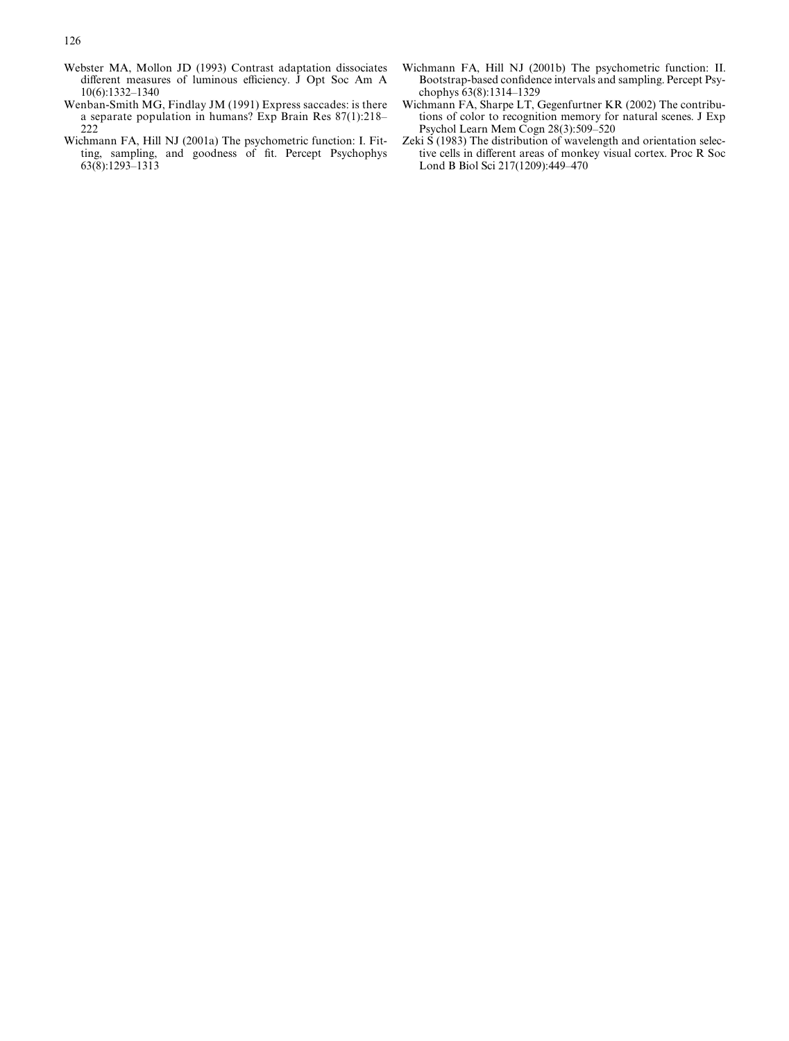Webster MA, Mollon JD (1993) Contrast adaptation dissociates different measures of luminous efficiency. J Opt Soc Am A 10(6):1332–1340

Wenban-Smith MG, Findlay JM (1991) Express saccades: is there a separate population in humans? Exp Brain Res 87(1):218–222

Wichmann FA, Hill NJ (2001a) The psychometric function: I. Fitting, sampling, and goodness of fit. Percept Psychophys 63(8):1293–1313

Wichmann FA, Hill NJ (2001b) The psychometric function: II. Bootstrap-based confidence intervals and sampling. Percept Psychophys 63(8):1314–1329

Wichmann FA, Sharpe LT, Gegenfurtner KR (2002) The contributions of color to recognition memory for natural scenes. J Exp Psychol Learn Mem Cogn 28(3):509–520

Zeki S (1983) The distribution of wavelength and orientation selective cells in different areas of monkey visual cortex. Proc R Soc Lond B Biol Sci 217(1209):449–470